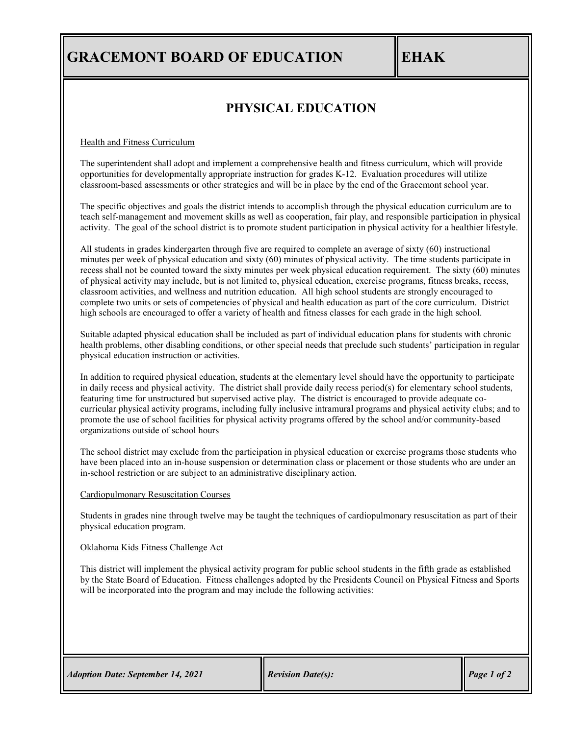# GRACEMONT BOARD OF EDUCATION

**EHAK**

## PHYSICAL EDUCATION

### Health and Fitness Curriculum

The superintendent shall adopt and implement a comprehensive health and fitness curriculum, which will provide opportunities for developmentally appropriate instruction for grades K-12. Evaluation procedures will utilize classroom-based assessments or other strategies and will be in place by the end of the Gracemont school year.

The specific objectives and goals the district intends to accomplish through the physical education curriculum are to teach self-management and movement skills as well as cooperation, fair play, and responsible participation in physical activity. The goal of the school district is to promote student participation in physical activity for a healthier lifestyle.

All students in grades kindergarten through five are required to complete an average of sixty (60) instructional minutes per week of physical education and sixty (60) minutes of physical activity. The time students participate in recess shall not be counted toward the sixty minutes per week physical education requirement. The sixty (60) minutes of physical activity may include, but is not limited to, physical education, exercise programs, fitness breaks, recess, classroom activities, and wellness and nutrition education. All high school students are strongly encouraged to complete two units or sets of competencies of physical and health education as part of the core curriculum. District high schools are encouraged to offer a variety of health and fitness classes for each grade in the high school.

Suitable adapted physical education shall be included as part of individual education plans for students with chronic health problems, other disabling conditions, or other special needs that preclude such students' participation in regular physical education instruction or activities.

In addition to required physical education, students at the elementary level should have the opportunity to participate in daily recess and physical activity. The district shall provide daily recess period(s) for elementary school students, featuring time for unstructured but supervised active play. The district is encouraged to provide adequate co-curricular physical activity programs, including fully inclusive intramural programs and physical activity clubs; and to promote the use of school facilities for physical activity programs offered by the school and/or community-based organizations outside of school hours

The school district may exclude from the participation in physical education or exercise programs those students who have been placed into an in-house suspension or determination class or placement or those students who are under an in-school restriction or are subject to an administrative disciplinary action.

### Cardiopulmonary Resuscitation Courses

Students in grades nine through twelve may be taught the techniques of cardiopulmonary resuscitation as part of their physical education program.

### Oklahoma Kids Fitness Challenge Act

This district will implement the physical activity program for public school students in the fifth grade as established by the State Board of Education. Fitness challenges adopted by the Presidents Council on Physical Fitness and Sports will be incorporated into the program and may include the following activities:

*Adoption Date: September 14, 2021* | *Revision Date(s):*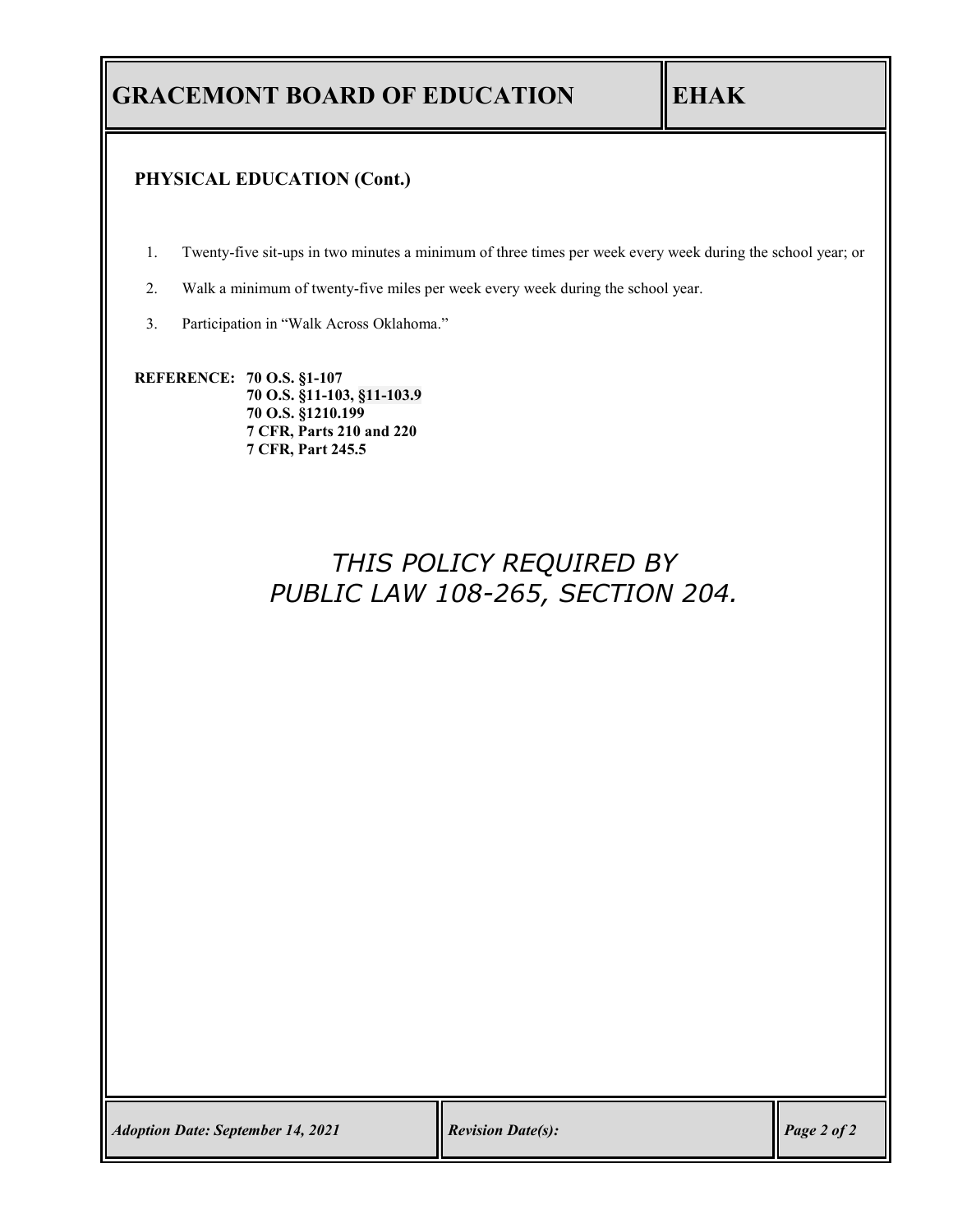## PHYSICAL EDUCATION (Cont.)

1. Twenty-five sit-ups in two minutes a minimum of three times per week every week during the school year; or

2. Walk a minimum of twenty-five miles per week every week during the school year.

3. Participation in "Walk Across Oklahoma."

**REFERENCE: 70 O.S. §1-107**
**70 O.S. §11-103, §11-103.9**
**70 O.S. §1210.199**
**7 CFR, Parts 210 and 220**
**7 CFR, Part 245.5**

*THIS POLICY REQUIRED BY PUBLIC LAW 108-265, SECTION 204.*

*Adoption Date: September 14, 2021*

*Revision Date(s):*